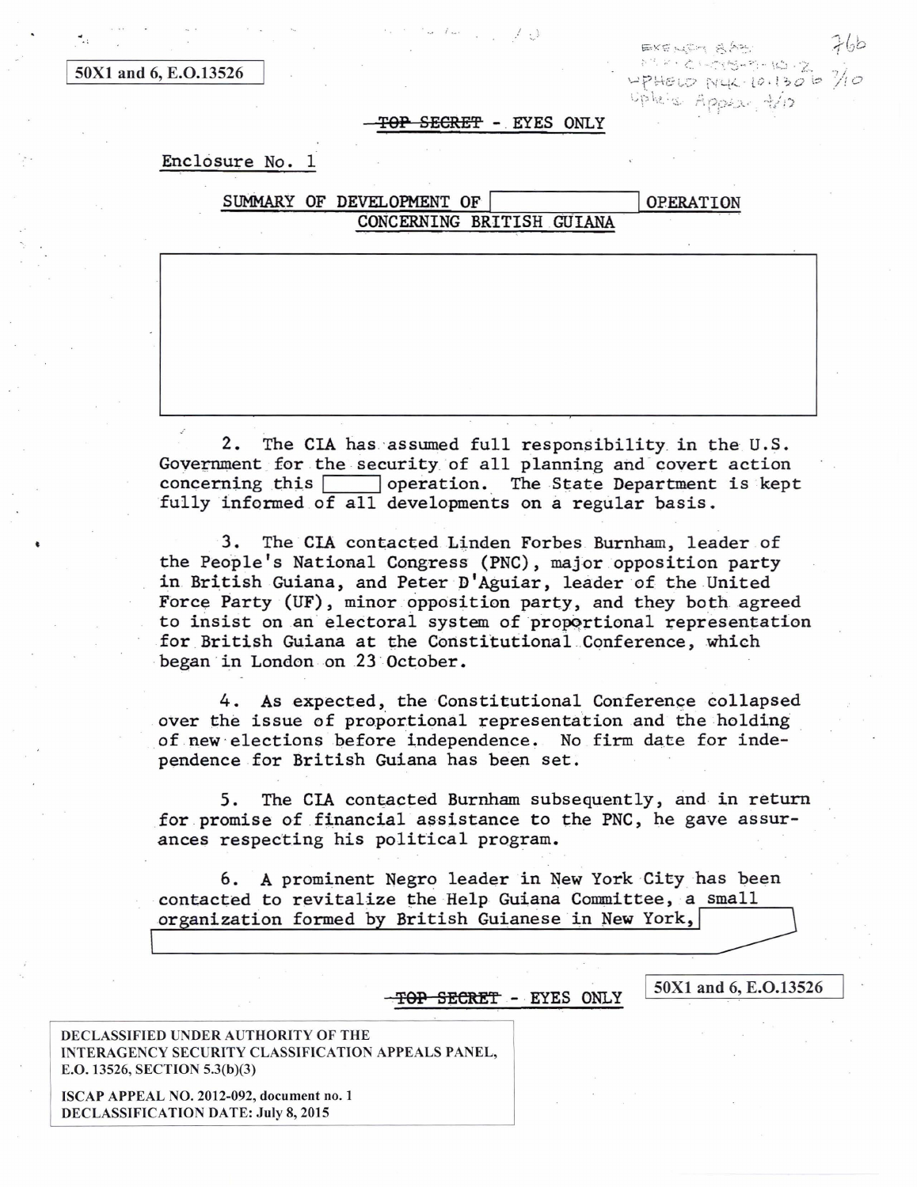50X1 and 6, E.O.13526

~~TOP SECRET~~ - EYES ONLY

Enclosure No. 1

SUMMARY OF DEVELOPMENT OF [redacted] OPERATION CONCERNING BRITISH GUIANA

[redacted]

2. The CIA has assumed full responsibility in the U.S. Government for the security of all planning and covert action concerning this [redacted] operation. The State Department is kept fully informed of all developments on a regular basis.

3. The CIA contacted Linden Forbes Burnham, leader of the People's National Congress (PNC), major opposition party in British Guiana, and Peter D'Aguiar, leader of the United Force Party (UF), minor opposition party, and they both agreed to insist on an electoral system of proportional representation for British Guiana at the Constitutional Conference, which began in London on 23 October.

4. As expected, the Constitutional Conference collapsed over the issue of proportional representation and the holding of new elections before independence. No firm date for independence for British Guiana has been set.

5. The CIA contacted Burnham subsequently, and in return for promise of financial assistance to the PNC, he gave assurances respecting his political program.

6. A prominent Negro leader in New York City has been contacted to revitalize the Help Guiana Committee, a small organization formed by British Guianese in New York, [redacted]

~~TOP SECRET~~ - EYES ONLY

50X1 and 6, E.O.13526

DECLASSIFIED UNDER AUTHORITY OF THE INTERAGENCY SECURITY CLASSIFICATION APPEALS PANEL, E.O. 13526, SECTION 5.3(b)(3)

ISCAP APPEAL NO. 2012-092, document no. 1
DECLASSIFICATION DATE: July 8, 2015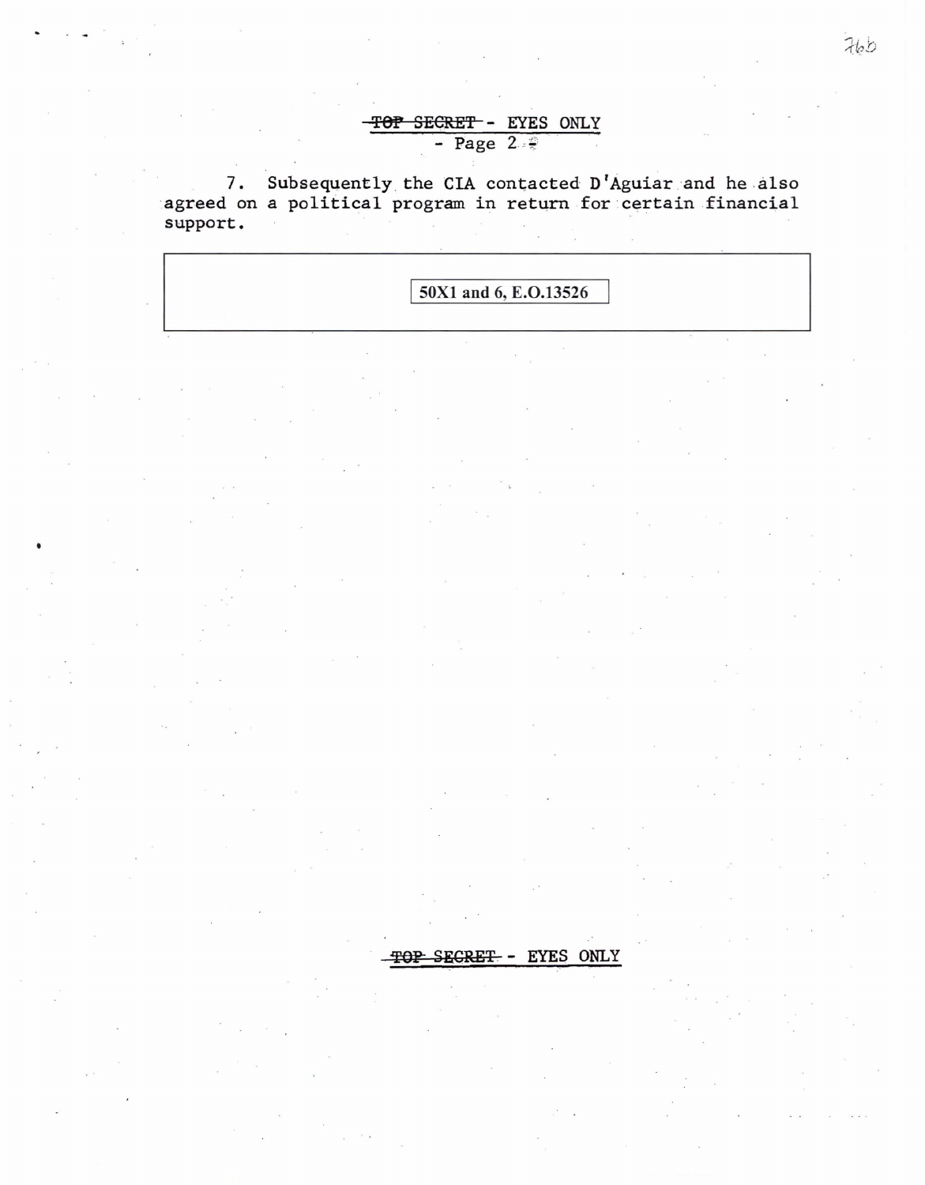7. Subsequently the CIA contacted D'Aguiar and he also agreed on a political program in return for certain financial support.

50X1 and 6, E.O.13526